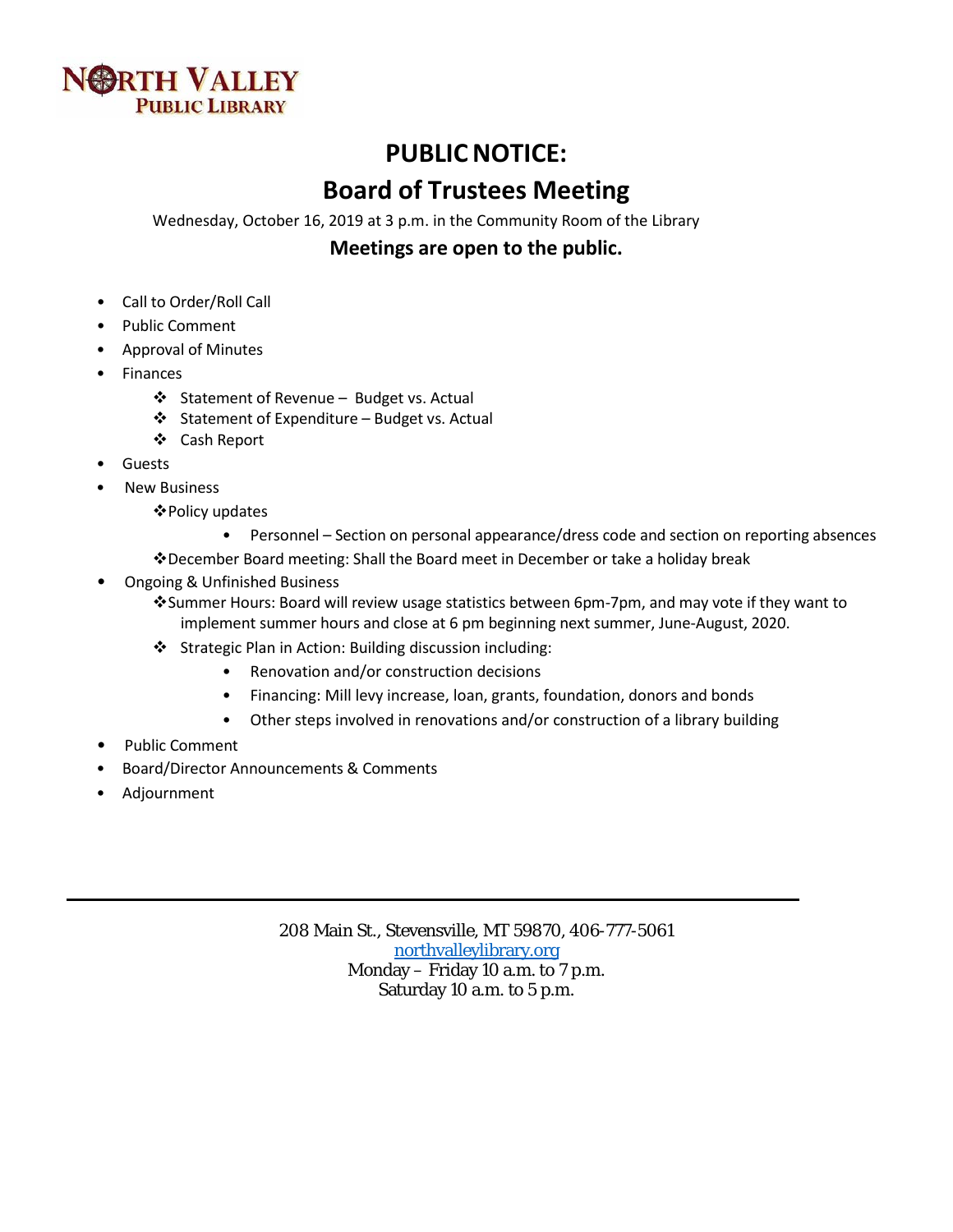**NORTH VALLEY PUBLIC LIBRARY**

# PUBLIC NOTICE:

# Board of Trustees Meeting

Wednesday, October 16, 2019 at 3 p.m. in the Community Room of the Library

## Meetings are open to the public.

- Call to Order/Roll Call
- Public Comment
- Approval of Minutes
- Finances
  - ❖ Statement of Revenue – Budget vs. Actual
  - ❖ Statement of Expenditure – Budget vs. Actual
  - ❖ Cash Report
- Guests
- New Business
  - ❖ Policy updates
    - Personnel – Section on personal appearance/dress code and section on reporting absences
  - ❖ December Board meeting: Shall the Board meet in December or take a holiday break
- Ongoing & Unfinished Business
  - ❖ Summer Hours: Board will review usage statistics between 6pm-7pm, and may vote if they want to implement summer hours and close at 6 pm beginning next summer, June-August, 2020.
  - ❖ Strategic Plan in Action: Building discussion including:
    - Renovation and/or construction decisions
    - Financing: Mill levy increase, loan, grants, foundation, donors and bonds
    - Other steps involved in renovations and/or construction of a library building
- Public Comment
- Board/Director Announcements & Comments
- Adjournment

---

208 Main St., Stevensville, MT 59870, 406-777-5061
northvalleylibrary.org
Monday – Friday 10 a.m. to 7 p.m.
Saturday 10 a.m. to 5 p.m.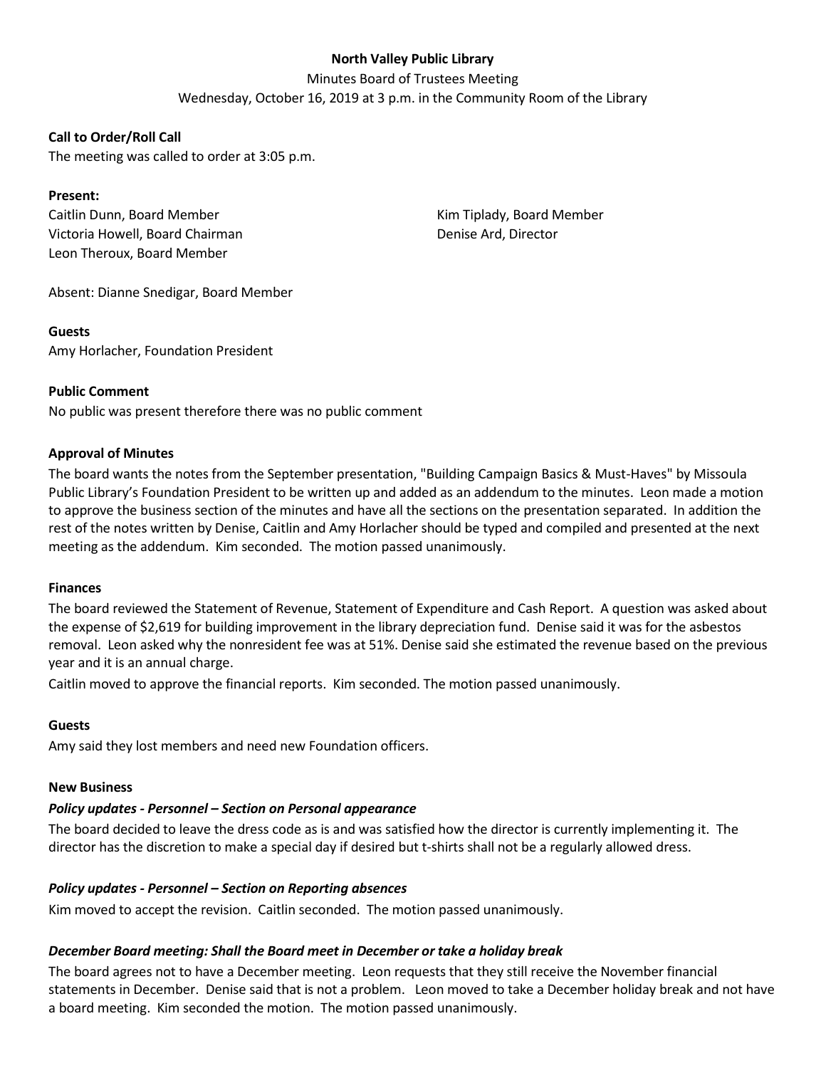**North Valley Public Library**

Minutes Board of Trustees Meeting

Wednesday, October 16, 2019 at 3 p.m. in the Community Room of the Library

**Call to Order/Roll Call**

The meeting was called to order at 3:05 p.m.

**Present:**

Caitlin Dunn, Board Member
Victoria Howell, Board Chairman
Leon Theroux, Board Member
Kim Tiplady, Board Member
Denise Ard, Director

Absent: Dianne Snedigar, Board Member

**Guests**

Amy Horlacher, Foundation President

**Public Comment**

No public was present therefore there was no public comment

**Approval of Minutes**

The board wants the notes from the September presentation, "Building Campaign Basics & Must-Haves" by Missoula Public Library's Foundation President to be written up and added as an addendum to the minutes. Leon made a motion to approve the business section of the minutes and have all the sections on the presentation separated. In addition the rest of the notes written by Denise, Caitlin and Amy Horlacher should be typed and compiled and presented at the next meeting as the addendum. Kim seconded. The motion passed unanimously.

**Finances**

The board reviewed the Statement of Revenue, Statement of Expenditure and Cash Report. A question was asked about the expense of $2,619 for building improvement in the library depreciation fund. Denise said it was for the asbestos removal. Leon asked why the nonresident fee was at 51%. Denise said she estimated the revenue based on the previous year and it is an annual charge.

Caitlin moved to approve the financial reports. Kim seconded. The motion passed unanimously.

**Guests**

Amy said they lost members and need new Foundation officers.

**New Business**

***Policy updates - Personnel – Section on Personal appearance***

The board decided to leave the dress code as is and was satisfied how the director is currently implementing it. The director has the discretion to make a special day if desired but t-shirts shall not be a regularly allowed dress.

***Policy updates - Personnel – Section on Reporting absences***

Kim moved to accept the revision. Caitlin seconded. The motion passed unanimously.

***December Board meeting: Shall the Board meet in December or take a holiday break***

The board agrees not to have a December meeting. Leon requests that they still receive the November financial statements in December. Denise said that is not a problem. Leon moved to take a December holiday break and not have a board meeting. Kim seconded the motion. The motion passed unanimously.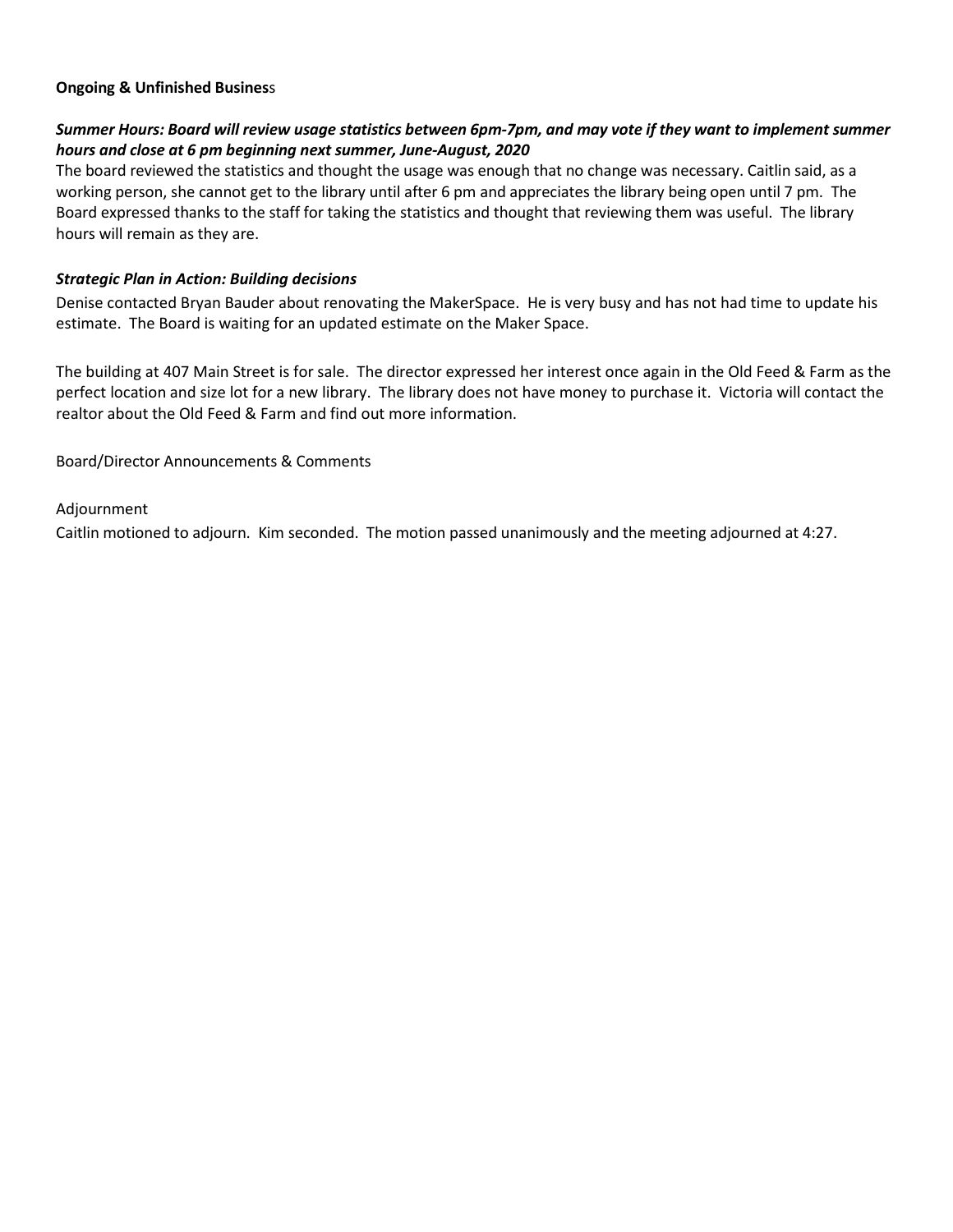**Ongoing & Unfinished Business**

***Summer Hours: Board will review usage statistics between 6pm-7pm, and may vote if they want to implement summer hours and close at 6 pm beginning next summer, June-August, 2020***

The board reviewed the statistics and thought the usage was enough that no change was necessary. Caitlin said, as a working person, she cannot get to the library until after 6 pm and appreciates the library being open until 7 pm. The Board expressed thanks to the staff for taking the statistics and thought that reviewing them was useful. The library hours will remain as they are.

***Strategic Plan in Action: Building decisions***

Denise contacted Bryan Bauder about renovating the MakerSpace. He is very busy and has not had time to update his estimate. The Board is waiting for an updated estimate on the Maker Space.

The building at 407 Main Street is for sale. The director expressed her interest once again in the Old Feed & Farm as the perfect location and size lot for a new library. The library does not have money to purchase it. Victoria will contact the realtor about the Old Feed & Farm and find out more information.

Board/Director Announcements & Comments

Adjournment

Caitlin motioned to adjourn. Kim seconded. The motion passed unanimously and the meeting adjourned at 4:27.